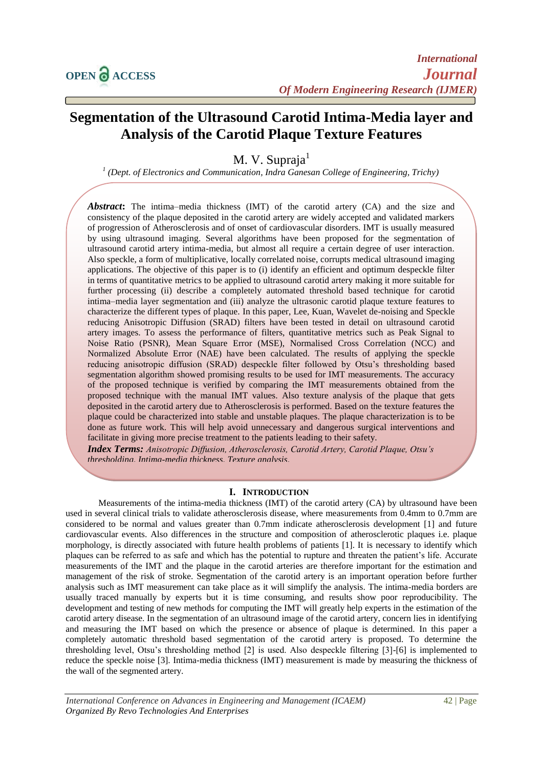# Segmentation of the Ultrasound Carotid Intima-Media layer and Analysis of the Carotid Plaque Texture Features

M. V. Supraja[1]

[1] *(Dept. of Electronics and Communication, Indra Ganesan College of Engineering, Trichy)*

***Abstract*:** The intima–media thickness (IMT) of the carotid artery (CA) and the size and consistency of the plaque deposited in the carotid artery are widely accepted and validated markers of progression of Atherosclerosis and of onset of cardiovascular disorders. IMT is usually measured by using ultrasound imaging. Several algorithms have been proposed for the segmentation of ultrasound carotid artery intima-media, but almost all require a certain degree of user interaction. Also speckle, a form of multiplicative, locally correlated noise, corrupts medical ultrasound imaging applications. The objective of this paper is to (i) identify an efficient and optimum despeckle filter in terms of quantitative metrics to be applied to ultrasound carotid artery making it more suitable for further processing (ii) describe a completely automated threshold based technique for carotid intima–media layer segmentation and (iii) analyze the ultrasonic carotid plaque texture features to characterize the different types of plaque. In this paper, Lee, Kuan, Wavelet de-noising and Speckle reducing Anisotropic Diffusion (SRAD) filters have been tested in detail on ultrasound carotid artery images. To assess the performance of filters, quantitative metrics such as Peak Signal to Noise Ratio (PSNR), Mean Square Error (MSE), Normalised Cross Correlation (NCC) and Normalized Absolute Error (NAE) have been calculated. The results of applying the speckle reducing anisotropic diffusion (SRAD) despeckle filter followed by Otsu's thresholding based segmentation algorithm showed promising results to be used for IMT measurements. The accuracy of the proposed technique is verified by comparing the IMT measurements obtained from the proposed technique with the manual IMT values. Also texture analysis of the plaque that gets deposited in the carotid artery due to Atherosclerosis is performed. Based on the texture features the plaque could be characterized into stable and unstable plaques. The plaque characterization is to be done as future work. This will help avoid unnecessary and dangerous surgical interventions and facilitate in giving more precise treatment to the patients leading to their safety.

***Index Terms:*** *Anisotropic Diffusion, Atherosclerosis, Carotid Artery, Carotid Plaque, Otsu's thresholding, Intima-media thickness, Texture analysis.*

## I. Introduction

Measurements of the intima-media thickness (IMT) of the carotid artery (CA) by ultrasound have been used in several clinical trials to validate atherosclerosis disease, where measurements from 0.4mm to 0.7mm are considered to be normal and values greater than 0.7mm indicate atherosclerosis development [1] and future cardiovascular events. Also differences in the structure and composition of atherosclerotic plaques i.e. plaque morphology, is directly associated with future health problems of patients [1]. It is necessary to identify which plaques can be referred to as safe and which has the potential to rupture and threaten the patient's life. Accurate measurements of the IMT and the plaque in the carotid arteries are therefore important for the estimation and management of the risk of stroke. Segmentation of the carotid artery is an important operation before further analysis such as IMT measurement can take place as it will simplify the analysis. The intima-media borders are usually traced manually by experts but it is time consuming, and results show poor reproducibility. The development and testing of new methods for computing the IMT will greatly help experts in the estimation of the carotid artery disease. In the segmentation of an ultrasound image of the carotid artery, concern lies in identifying and measuring the IMT based on which the presence or absence of plaque is determined. In this paper a completely automatic threshold based segmentation of the carotid artery is proposed. To determine the thresholding level, Otsu's thresholding method [2] is used. Also despeckle filtering [3]-[6] is implemented to reduce the speckle noise [3]. Intima-media thickness (IMT) measurement is made by measuring the thickness of the wall of the segmented artery.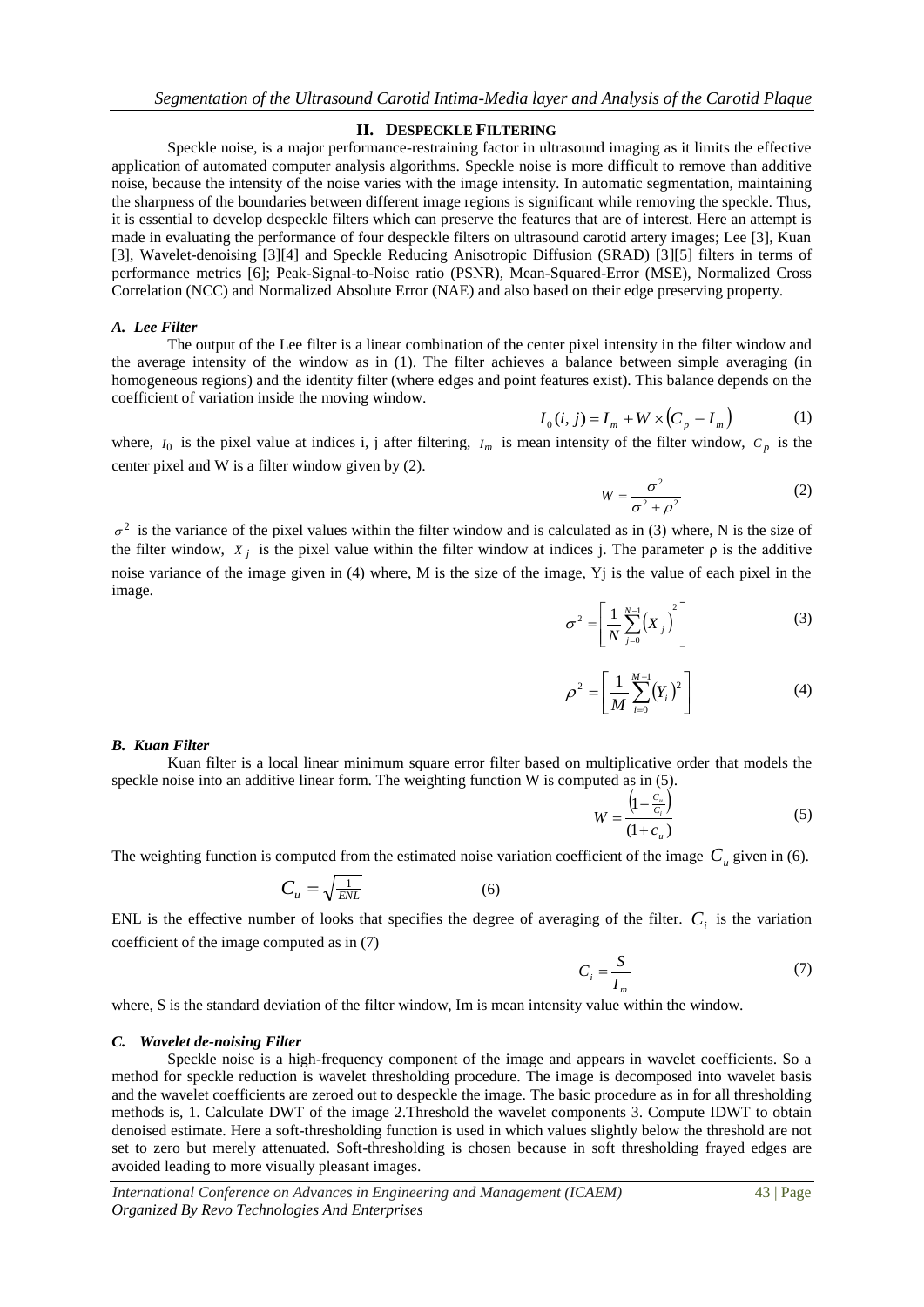## II. Despeckle Filtering

Speckle noise, is a major performance-restraining factor in ultrasound imaging as it limits the effective application of automated computer analysis algorithms. Speckle noise is more difficult to remove than additive noise, because the intensity of the noise varies with the image intensity. In automatic segmentation, maintaining the sharpness of the boundaries between different image regions is significant while removing the speckle. Thus, it is essential to develop despeckle filters which can preserve the features that are of interest. Here an attempt is made in evaluating the performance of four despeckle filters on ultrasound carotid artery images; Lee [3], Kuan [3], Wavelet-denoising [3][4] and Speckle Reducing Anisotropic Diffusion (SRAD) [3][5] filters in terms of performance metrics [6]; Peak-Signal-to-Noise ratio (PSNR), Mean-Squared-Error (MSE), Normalized Cross Correlation (NCC) and Normalized Absolute Error (NAE) and also based on their edge preserving property.

### *A. Lee Filter*

The output of the Lee filter is a linear combination of the center pixel intensity in the filter window and the average intensity of the window as in (1). The filter achieves a balance between simple averaging (in homogeneous regions) and the identity filter (where edges and point features exist). This balance depends on the coefficient of variation inside the moving window.

$$I_0(i,j) = I_m + W \times \left(C_p - I_m\right) \tag{1}$$

where, $I_0$ is the pixel value at indices i, j after filtering, $I_m$ is mean intensity of the filter window, $C_p$ is the center pixel and W is a filter window given by (2).

$$W = \frac{\sigma^2}{\sigma^2 + \rho^2} \tag{2}$$

$\sigma^2$ is the variance of the pixel values within the filter window and is calculated as in (3) where, N is the size of the filter window, $X_j$ is the pixel value within the filter window at indices j. The parameter ρ is the additive noise variance of the image given in (4) where, M is the size of the image, Yj is the value of each pixel in the image.

$$\sigma^2 = \left[\frac{1}{N}\sum_{j=0}^{N-1}\left(X_j\right)^2\right] \tag{3}$$

$$\rho^2 = \left[\frac{1}{M}\sum_{i=0}^{M-1}\left(Y_i\right)^2\right] \tag{4}$$

### *B. Kuan Filter*

Kuan filter is a local linear minimum square error filter based on multiplicative order that models the speckle noise into an additive linear form. The weighting function W is computed as in (5).

$$W = \frac{\left(1 - \frac{C_u}{C_i}\right)}{(1 + c_u)} \tag{5}$$

The weighting function is computed from the estimated noise variation coefficient of the image $C_u$ given in (6).

$$C_u = \sqrt{\tfrac{1}{ENL}} \tag{6}$$

ENL is the effective number of looks that specifies the degree of averaging of the filter. $C_i$ is the variation coefficient of the image computed as in (7)

$$C_i = \frac{S}{I_m} \tag{7}$$

where, S is the standard deviation of the filter window, Im is mean intensity value within the window.

### *C. Wavelet de-noising Filter*

Speckle noise is a high-frequency component of the image and appears in wavelet coefficients. So a method for speckle reduction is wavelet thresholding procedure. The image is decomposed into wavelet basis and the wavelet coefficients are zeroed out to despeckle the image. The basic procedure as in for all thresholding methods is, 1. Calculate DWT of the image 2.Threshold the wavelet components 3. Compute IDWT to obtain denoised estimate. Here a soft-thresholding function is used in which values slightly below the threshold are not set to zero but merely attenuated. Soft-thresholding is chosen because in soft thresholding frayed edges are avoided leading to more visually pleasant images.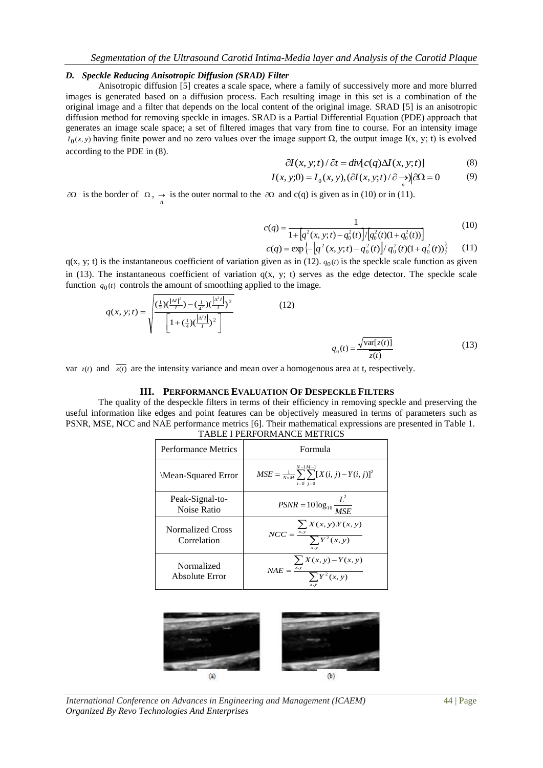### D. Speckle Reducing Anisotropic Diffusion (SRAD) Filter

Anisotropic diffusion [5] creates a scale space, where a family of successively more and more blurred images is generated based on a diffusion process. Each resulting image in this set is a combination of the original image and a filter that depends on the local content of the original image. SRAD [5] is an anisotropic diffusion method for removing speckle in images. SRAD is a Partial Differential Equation (PDE) approach that generates an image scale space; a set of filtered images that vary from fine to course. For an intensity image $I_0(x, y)$ having finite power and no zero values over the image support Ω, the output image I(x, y; t) is evolved according to the PDE in (8).

$$\partial I(x, y; t) / \partial t = div[c(q) \Delta I(x, y; t)] \tag{8}$$

$$I(x, y; 0) = I_0(x, y), (\partial I(x, y; t) / \partial \underset{n}{\rightarrow}) |\partial \Omega = 0 \tag{9}$$

$\partial \Omega$ is the border of $\Omega$, $\underset{n}{\rightarrow}$ is the outer normal to the $\partial \Omega$ and c(q) is given as in (10) or in (11).

$$c(q) = \frac{1}{1 + \left[q^2(x, y; t) - q_0^2(t)\right] / \left[q_0^2(t)(1 + q_0^2(t))\right]} \tag{10}$$

$$c(q) = \exp\left\{-\left[q^2(x, y; t) - q_0^2(t)\right] / q_0^2(t)(1 + q_0^2(t))\right\} \tag{11}$$

q(x, y; t) is the instantaneous coefficient of variation given as in (12). $q_0(t)$ is the speckle scale function as given in (13). The instantaneous coefficient of variation q(x, y; t) serves as the edge detector. The speckle scale function $q_0(t)$ controls the amount of smoothing applied to the image.

$$q(x, y; t) = \sqrt{\frac{(\frac{1}{2})(\frac{|\Delta I|}{I})^2 - (\frac{1}{4^2})(\frac{|\Delta^2 I|}{I})^2}{\left[1 + (\frac{1}{4})(\frac{|\Delta^2 I|}{I})\right]^2}} \tag{12}$$

$$q_0(t) = \frac{\sqrt{\text{var}[z(t)]}}{\overline{z(t)}} \tag{13}$$

var $z(t)$ and $\overline{z(t)}$ are the intensity variance and mean over a homogenous area at t, respectively.

## III. Performance Evaluation Of Despeckle Filters

The quality of the despeckle filters in terms of their efficiency in removing speckle and preserving the useful information like edges and point features can be objectively measured in terms of parameters such as PSNR, MSE, NCC and NAE performance metrics [6]. Their mathematical expressions are presented in Table 1.

TABLE I PERFORMANCE METRICS

| Performance Metrics | Formula |
|---|---|
| \Mean-Squared Error | $MSE = \frac{1}{N \times M} \sum_{i=0}^{N-1} \sum_{j=0}^{M-1} [X(i, j) - Y(i, j)]^2$ |
| Peak-Signal-to-Noise Ratio | $PSNR = 10 \log_{10} \frac{L^2}{MSE}$ |
| Normalized Cross Correlation | $NCC = \frac{\sum_{x,y} X(x, y).Y(x, y)}{\sum_{x,y} Y^2(x, y)}$ |
| Normalized Absolute Error | $NAE = \frac{\sum_{x,y} X(x, y) - Y(x, y)}{\sum_{x,y} Y^2(x, y)}$ |

(a) (b)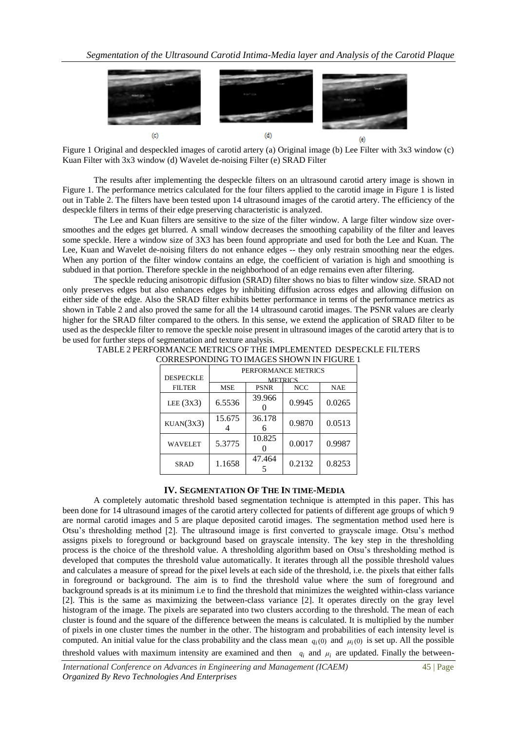Figure 1 Original and despeckled images of carotid artery (a) Original image (b) Lee Filter with 3x3 window (c) Kuan Filter with 3x3 window (d) Wavelet de-noising Filter (e) SRAD Filter

The results after implementing the despeckle filters on an ultrasound carotid artery image is shown in Figure 1. The performance metrics calculated for the four filters applied to the carotid image in Figure 1 is listed out in Table 2. The filters have been tested upon 14 ultrasound images of the carotid artery. The efficiency of the despeckle filters in terms of their edge preserving characteristic is analyzed.

The Lee and Kuan filters are sensitive to the size of the filter window. A large filter window size over-smoothes and the edges get blurred. A small window decreases the smoothing capability of the filter and leaves some speckle. Here a window size of 3X3 has been found appropriate and used for both the Lee and Kuan. The Lee, Kuan and Wavelet de-noising filters do not enhance edges -- they only restrain smoothing near the edges. When any portion of the filter window contains an edge, the coefficient of variation is high and smoothing is subdued in that portion. Therefore speckle in the neighborhood of an edge remains even after filtering.

The speckle reducing anisotropic diffusion (SRAD) filter shows no bias to filter window size. SRAD not only preserves edges but also enhances edges by inhibiting diffusion across edges and allowing diffusion on either side of the edge. Also the SRAD filter exhibits better performance in terms of the performance metrics as shown in Table 2 and also proved the same for all the 14 ultrasound carotid images. The PSNR values are clearly higher for the SRAD filter compared to the others. In this sense, we extend the application of SRAD filter to be used as the despeckle filter to remove the speckle noise present in ultrasound images of the carotid artery that is to be used for further steps of segmentation and texture analysis.

TABLE 2 PERFORMANCE METRICS OF THE IMPLEMENTED DESPECKLE FILTERS CORRESPONDING TO IMAGES SHOWN IN FIGURE 1

| DESPECKLE FILTER | PERFORMANCE METRICS | | | |
|---|---|---|---|---|
| | MSE | PSNR | NCC | NAE |
| LEE (3X3) | 6.5536 | 39.9660 | 0.9945 | 0.0265 |
| KUAN(3X3) | 15.6754 | 36.1786 | 0.9870 | 0.0513 |
| WAVELET | 5.3775 | 10.8250 | 0.0017 | 0.9987 |
| SRAD | 1.1658 | 47.4645 | 0.2132 | 0.8253 |

## IV. Segmentation Of The In time-Media

A completely automatic threshold based segmentation technique is attempted in this paper. This has been done for 14 ultrasound images of the carotid artery collected for patients of different age groups of which 9 are normal carotid images and 5 are plaque deposited carotid images. The segmentation method used here is Otsu's thresholding method [2]. The ultrasound image is first converted to grayscale image. Otsu's method assigns pixels to foreground or background based on grayscale intensity. The key step in the thresholding process is the choice of the threshold value. A thresholding algorithm based on Otsu's thresholding method is developed that computes the threshold value automatically. It iterates through all the possible threshold values and calculates a measure of spread for the pixel levels at each side of the threshold, i.e. the pixels that either falls in foreground or background. The aim is to find the threshold value where the sum of foreground and background spreads is at its minimum i.e to find the threshold that minimizes the weighted within-class variance [2]. This is the same as maximizing the between-class variance [2]. It operates directly on the gray level histogram of the image. The pixels are separated into two clusters according to the threshold. The mean of each cluster is found and the square of the difference between the means is calculated. It is multiplied by the number of pixels in one cluster times the number in the other. The histogram and probabilities of each intensity level is computed. An initial value for the class probability and the class mean $q_i(0)$ and $\mu_i(0)$ is set up. All the possible threshold values with maximum intensity are examined and then $q_i$ and $\mu_i$ are updated. Finally the between-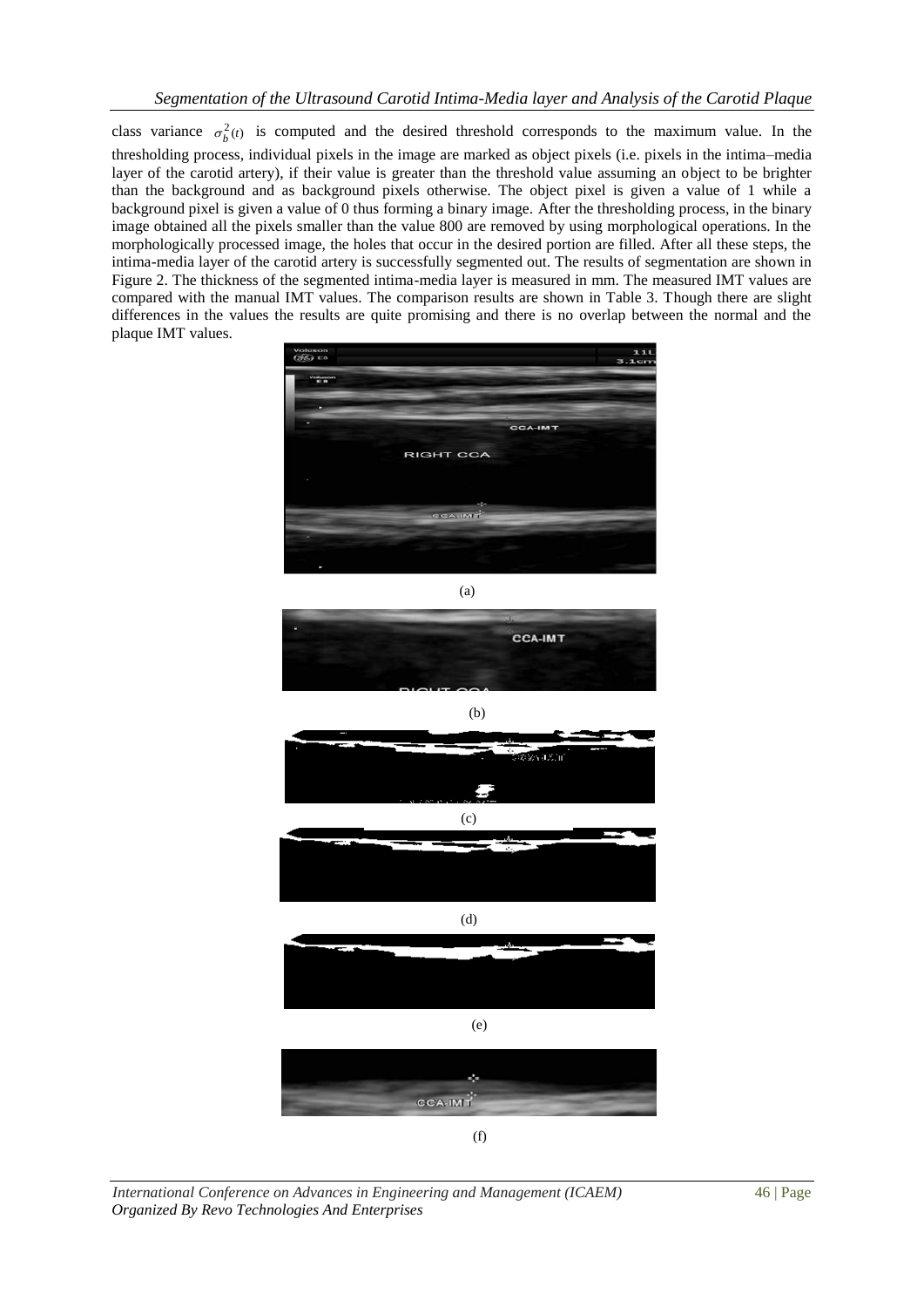class variance $\sigma_b^2(t)$ is computed and the desired threshold corresponds to the maximum value. In the thresholding process, individual pixels in the image are marked as object pixels (i.e. pixels in the intima–media layer of the carotid artery), if their value is greater than the threshold value assuming an object to be brighter than the background and as background pixels otherwise. The object pixel is given a value of 1 while a background pixel is given a value of 0 thus forming a binary image. After the thresholding process, in the binary image obtained all the pixels smaller than the value 800 are removed by using morphological operations. In the morphologically processed image, the holes that occur in the desired portion are filled. After all these steps, the intima-media layer of the carotid artery is successfully segmented out. The results of segmentation are shown in Figure 2. The thickness of the segmented intima-media layer is measured in mm. The measured IMT values are compared with the manual IMT values. The comparison results are shown in Table 3. Though there are slight differences in the values the results are quite promising and there is no overlap between the normal and the plaque IMT values.

(a)

(b)

(c)

(d)

(e)

(f)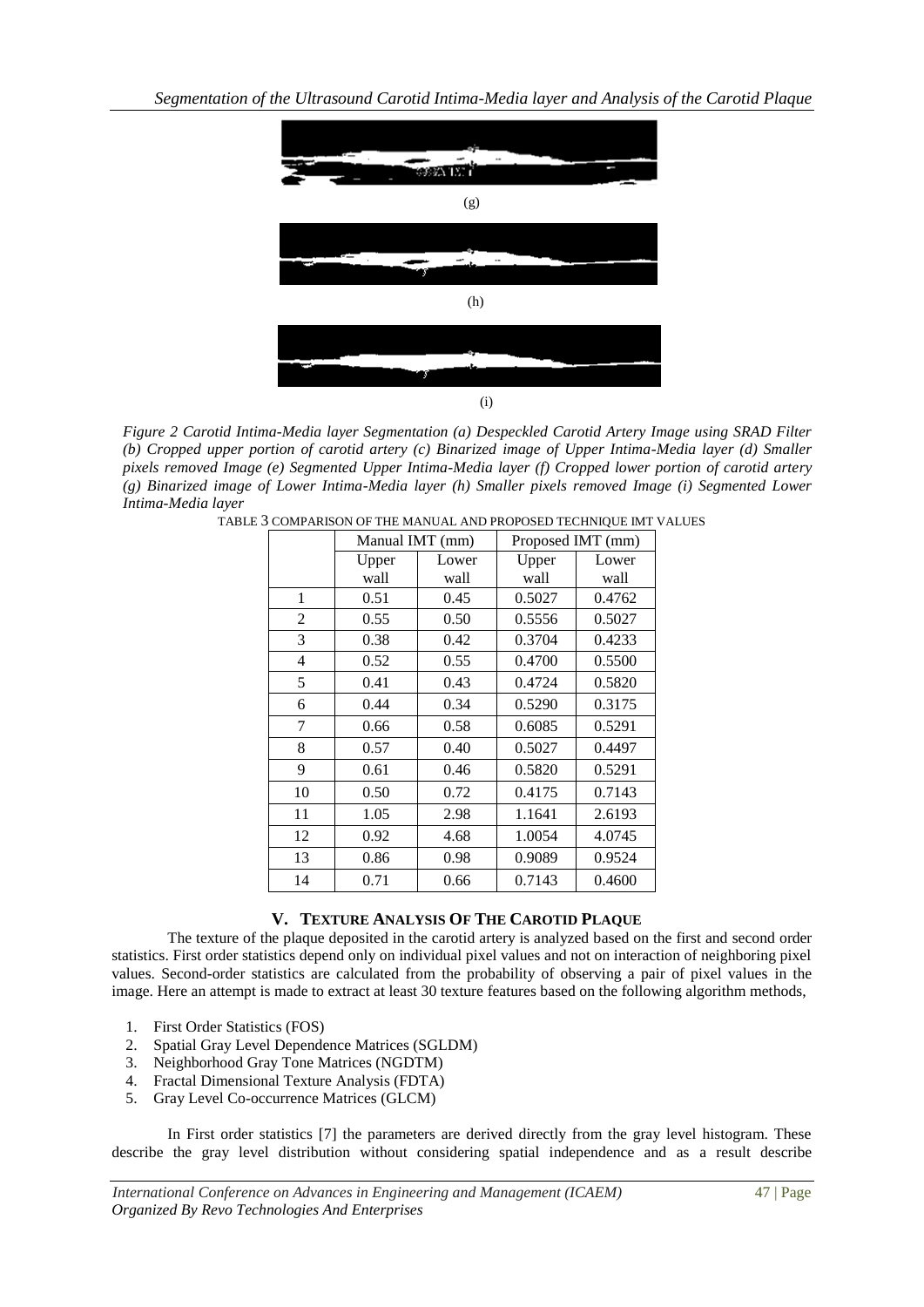(g)

(h)

(i)

*Figure 2 Carotid Intima-Media layer Segmentation (a) Despeckled Carotid Artery Image using SRAD Filter (b) Cropped upper portion of carotid artery (c) Binarized image of Upper Intima-Media layer (d) Smaller pixels removed Image (e) Segmented Upper Intima-Media layer (f) Cropped lower portion of carotid artery (g) Binarized image of Lower Intima-Media layer (h) Smaller pixels removed Image (i) Segmented Lower Intima-Media layer*

TABLE 3 COMPARISON OF THE MANUAL AND PROPOSED TECHNIQUE IMT VALUES

| | Manual IMT (mm) | | Proposed IMT (mm) | |
|---|---|---|---|---|
| | Upper wall | Lower wall | Upper wall | Lower wall |
| 1 | 0.51 | 0.45 | 0.5027 | 0.4762 |
| 2 | 0.55 | 0.50 | 0.5556 | 0.5027 |
| 3 | 0.38 | 0.42 | 0.3704 | 0.4233 |
| 4 | 0.52 | 0.55 | 0.4700 | 0.5500 |
| 5 | 0.41 | 0.43 | 0.4724 | 0.5820 |
| 6 | 0.44 | 0.34 | 0.5290 | 0.3175 |
| 7 | 0.66 | 0.58 | 0.6085 | 0.5291 |
| 8 | 0.57 | 0.40 | 0.5027 | 0.4497 |
| 9 | 0.61 | 0.46 | 0.5820 | 0.5291 |
| 10 | 0.50 | 0.72 | 0.4175 | 0.7143 |
| 11 | 1.05 | 2.98 | 1.1641 | 2.6193 |
| 12 | 0.92 | 4.68 | 1.0054 | 4.0745 |
| 13 | 0.86 | 0.98 | 0.9089 | 0.9524 |
| 14 | 0.71 | 0.66 | 0.7143 | 0.4600 |

## V. TEXTURE ANALYSIS OF THE CAROTID PLAQUE

The texture of the plaque deposited in the carotid artery is analyzed based on the first and second order statistics. First order statistics depend only on individual pixel values and not on interaction of neighboring pixel values. Second-order statistics are calculated from the probability of observing a pair of pixel values in the image. Here an attempt is made to extract at least 30 texture features based on the following algorithm methods,

1. First Order Statistics (FOS)
2. Spatial Gray Level Dependence Matrices (SGLDM)
3. Neighborhood Gray Tone Matrices (NGDTM)
4. Fractal Dimensional Texture Analysis (FDTA)
5. Gray Level Co-occurrence Matrices (GLCM)

In First order statistics [7] the parameters are derived directly from the gray level histogram. These describe the gray level distribution without considering spatial independence and as a result describe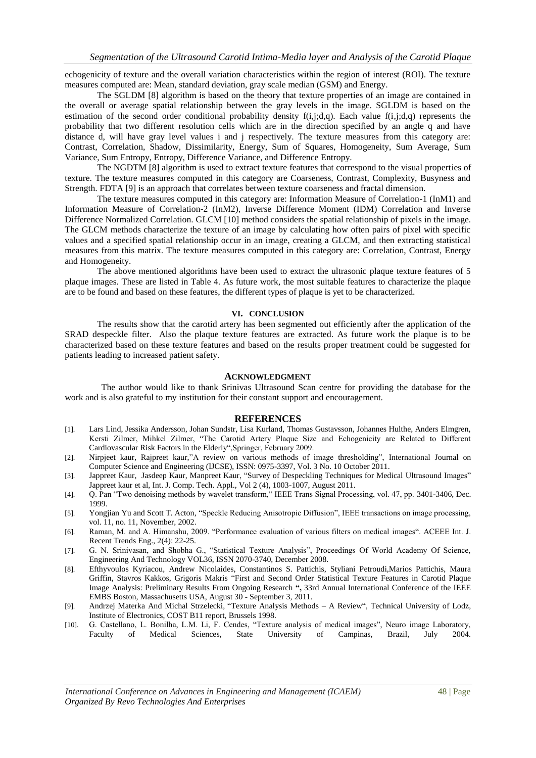echogenicity of texture and the overall variation characteristics within the region of interest (ROI). The texture measures computed are: Mean, standard deviation, gray scale median (GSM) and Energy.

The SGLDM [8] algorithm is based on the theory that texture properties of an image are contained in the overall or average spatial relationship between the gray levels in the image. SGLDM is based on the estimation of the second order conditional probability density f(i,j;d,q). Each value f(i,j;d,q) represents the probability that two different resolution cells which are in the direction specified by an angle q and have distance d, will have gray level values i and j respectively. The texture measures from this category are: Contrast, Correlation, Shadow, Dissimilarity, Energy, Sum of Squares, Homogeneity, Sum Average, Sum Variance, Sum Entropy, Entropy, Difference Variance, and Difference Entropy.

The NGDTM [8] algorithm is used to extract texture features that correspond to the visual properties of texture. The texture measures computed in this category are Coarseness, Contrast, Complexity, Busyness and Strength. FDTA [9] is an approach that correlates between texture coarseness and fractal dimension.

The texture measures computed in this category are: Information Measure of Correlation-1 (InM1) and Information Measure of Correlation-2 (InM2), Inverse Difference Moment (IDM) Correlation and Inverse Difference Normalized Correlation. GLCM [10] method considers the spatial relationship of pixels in the image. The GLCM methods characterize the texture of an image by calculating how often pairs of pixel with specific values and a specified spatial relationship occur in an image, creating a GLCM, and then extracting statistical measures from this matrix. The texture measures computed in this category are: Correlation, Contrast, Energy and Homogeneity.

The above mentioned algorithms have been used to extract the ultrasonic plaque texture features of 5 plaque images. These are listed in Table 4. As future work, the most suitable features to characterize the plaque are to be found and based on these features, the different types of plaque is yet to be characterized.

## VI. CONCLUSION

The results show that the carotid artery has been segmented out efficiently after the application of the SRAD despeckle filter. Also the plaque texture features are extracted. As future work the plaque is to be characterized based on these texture features and based on the results proper treatment could be suggested for patients leading to increased patient safety.

## ACKNOWLEDGMENT

The author would like to thank Srinivas Ultrasound Scan centre for providing the database for the work and is also grateful to my institution for their constant support and encouragement.

## REFERENCES

[1]. Lars Lind, Jessika Andersson, Johan Sundstr, Lisa Kurland, Thomas Gustavsson, Johannes Hulthe, Anders Elmgren, Kersti Zilmer, Mihkel Zilmer, "The Carotid Artery Plaque Size and Echogenicity are Related to Different Cardiovascular Risk Factors in the Elderly",Springer, February 2009.

[2]. Nirpjeet kaur, Rajpreet kaur,"A review on various methods of image thresholding", International Journal on Computer Science and Engineering (IJCSE), ISSN: 0975-3397, Vol. 3 No. 10 October 2011.

[3]. Jappreet Kaur, Jasdeep Kaur, Manpreet Kaur, "Survey of Despeckling Techniques for Medical Ultrasound Images" Jappreet kaur et al, Int. J. Comp. Tech. Appl., Vol 2 (4), 1003-1007, August 2011.

[4]. Q. Pan "Two denoising methods by wavelet transform," IEEE Trans Signal Processing, vol. 47, pp. 3401-3406, Dec. 1999.

[5]. Yongjian Yu and Scott T. Acton, "Speckle Reducing Anisotropic Diffusion", IEEE transactions on image processing, vol. 11, no. 11, November, 2002.

[6]. Raman, M. and A. Himanshu, 2009. "Performance evaluation of various filters on medical images". ACEEE Int. J. Recent Trends Eng., 2(4): 22-25.

[7]. G. N. Srinivasan, and Shobha G., "Statistical Texture Analysis", Proceedings Of World Academy Of Science, Engineering And Technology VOL36, ISSN 2070-3740, December 2008.

[8]. Efthyvoulos Kyriacou, Andrew Nicolaides, Constantinos S. Pattichis, Styliani Petroudi,Marios Pattichis, Maura Griffin, Stavros Kakkos, Grigoris Makris "First and Second Order Statistical Texture Features in Carotid Plaque Image Analysis: Preliminary Results From Ongoing Research ", 33rd Annual International Conference of the IEEE EMBS Boston, Massachusetts USA, August 30 - September 3, 2011.

[9]. Andrzej Materka And Michal Strzelecki, "Texture Analysis Methods – A Review", Technical University of Lodz, Institute of Electronics, COST B11 report, Brussels 1998.

[10]. G. Castellano, L. Bonilha, L.M. Li, F. Cendes, "Texture analysis of medical images", Neuro image Laboratory, Faculty of Medical Sciences, State University of Campinas, Brazil, July 2004.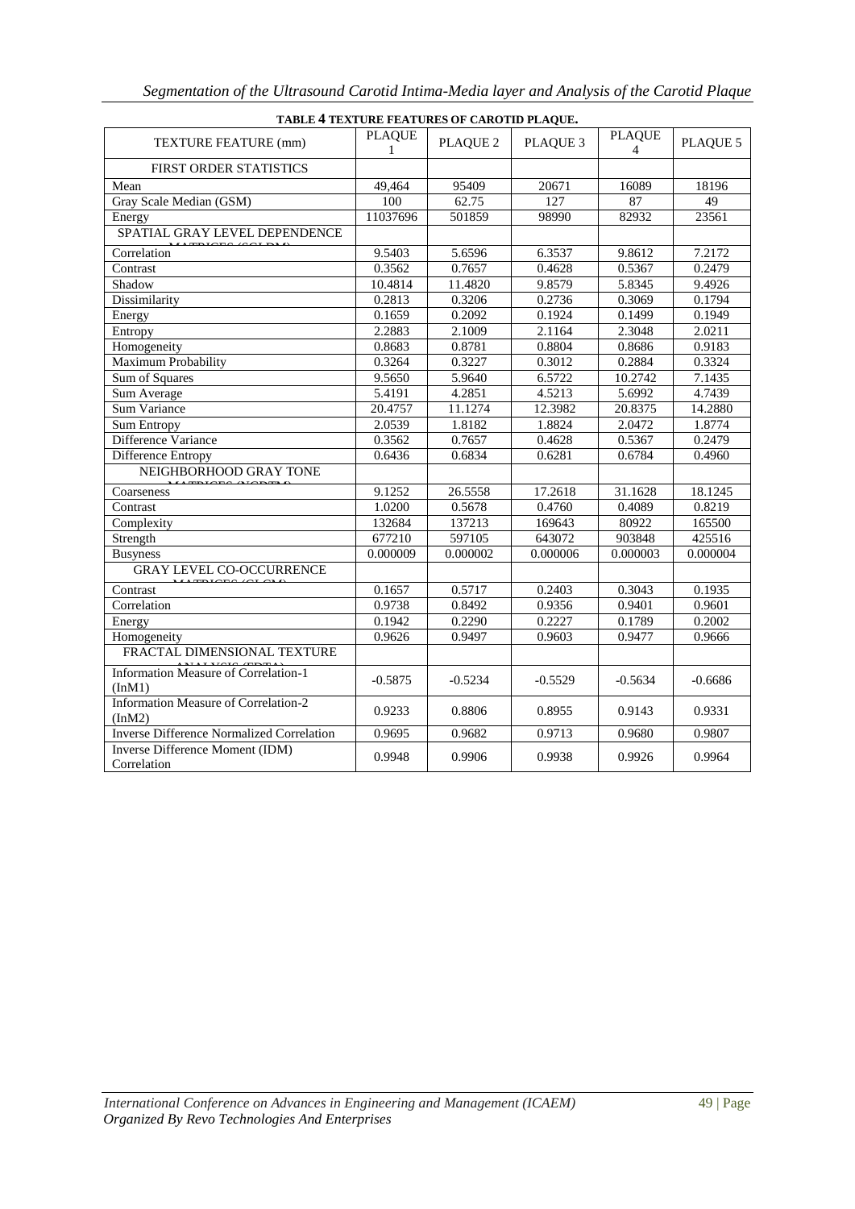**TABLE 4 TEXTURE FEATURES OF CAROTID PLAQUE.**

| TEXTURE FEATURE (mm) | PLAQUE 1 | PLAQUE 2 | PLAQUE 3 | PLAQUE 4 | PLAQUE 5 |
|---|---|---|---|---|---|
| FIRST ORDER STATISTICS | | | | | |
| Mean | 49,464 | 95409 | 20671 | 16089 | 18196 |
| Gray Scale Median (GSM) | 100 | 62.75 | 127 | 87 | 49 |
| Energy | 11037696 | 501859 | 98990 | 82932 | 23561 |
| SPATIAL GRAY LEVEL DEPENDENCE MATRICES (SGLDM) | | | | | |
| Correlation | 9.5403 | 5.6596 | 6.3537 | 9.8612 | 7.2172 |
| Contrast | 0.3562 | 0.7657 | 0.4628 | 0.5367 | 0.2479 |
| Shadow | 10.4814 | 11.4820 | 9.8579 | 5.8345 | 9.4926 |
| Dissimilarity | 0.2813 | 0.3206 | 0.2736 | 0.3069 | 0.1794 |
| Energy | 0.1659 | 0.2092 | 0.1924 | 0.1499 | 0.1949 |
| Entropy | 2.2883 | 2.1009 | 2.1164 | 2.3048 | 2.0211 |
| Homogeneity | 0.8683 | 0.8781 | 0.8804 | 0.8686 | 0.9183 |
| Maximum Probability | 0.3264 | 0.3227 | 0.3012 | 0.2884 | 0.3324 |
| Sum of Squares | 9.5650 | 5.9640 | 6.5722 | 10.2742 | 7.1435 |
| Sum Average | 5.4191 | 4.2851 | 4.5213 | 5.6992 | 4.7439 |
| Sum Variance | 20.4757 | 11.1274 | 12.3982 | 20.8375 | 14.2880 |
| Sum Entropy | 2.0539 | 1.8182 | 1.8824 | 2.0472 | 1.8774 |
| Difference Variance | 0.3562 | 0.7657 | 0.4628 | 0.5367 | 0.2479 |
| Difference Entropy | 0.6436 | 0.6834 | 0.6281 | 0.6784 | 0.4960 |
| NEIGHBORHOOD GRAY TONE MATRICES (NGDTM) | | | | | |
| Coarseness | 9.1252 | 26.5558 | 17.2618 | 31.1628 | 18.1245 |
| Contrast | 1.0200 | 0.5678 | 0.4760 | 0.4089 | 0.8219 |
| Complexity | 132684 | 137213 | 169643 | 80922 | 165500 |
| Strength | 677210 | 597105 | 643072 | 903848 | 425516 |
| Busyness | 0.000009 | 0.000002 | 0.000006 | 0.000003 | 0.000004 |
| GRAY LEVEL CO-OCCURRENCE MATRICES (GLCM) | | | | | |
| Contrast | 0.1657 | 0.5717 | 0.2403 | 0.3043 | 0.1935 |
| Correlation | 0.9738 | 0.8492 | 0.9356 | 0.9401 | 0.9601 |
| Energy | 0.1942 | 0.2290 | 0.2227 | 0.1789 | 0.2002 |
| Homogeneity | 0.9626 | 0.9497 | 0.9603 | 0.9477 | 0.9666 |
| FRACTAL DIMENSIONAL TEXTURE ANALYSIS (FDTA) | | | | | |
| Information Measure of Correlation-1 (InM1) | -0.5875 | -0.5234 | -0.5529 | -0.5634 | -0.6686 |
| Information Measure of Correlation-2 (InM2) | 0.9233 | 0.8806 | 0.8955 | 0.9143 | 0.9331 |
| Inverse Difference Normalized Correlation | 0.9695 | 0.9682 | 0.9713 | 0.9680 | 0.9807 |
| Inverse Difference Moment (IDM) Correlation | 0.9948 | 0.9906 | 0.9938 | 0.9926 | 0.9964 |